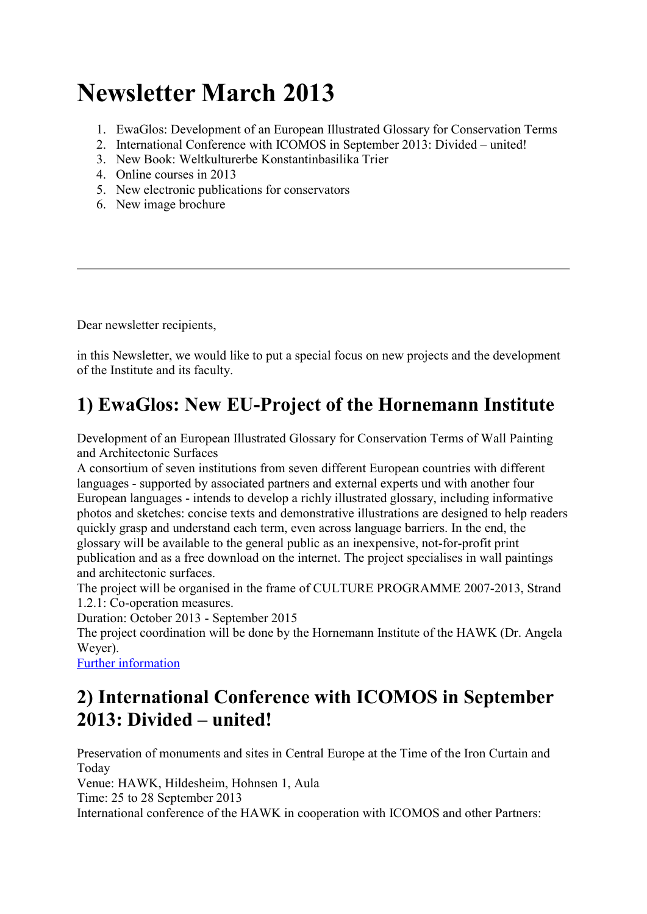# Newsletter March 2013

1. EwaGlos: Development of an European Illustrated Glossary for Conservation Terms
2. International Conference with ICOMOS in September 2013: Divided – united!
3. New Book: Weltkulturerbe Konstantinbasilika Trier
4. Online courses in 2013
5. New electronic publications for conservators
6. New image brochure

---

Dear newsletter recipients,

in this Newsletter, we would like to put a special focus on new projects and the development of the Institute and its faculty.

## 1) EwaGlos: New EU-Project of the Hornemann Institute

Development of an European Illustrated Glossary for Conservation Terms of Wall Painting and Architectonic Surfaces
A consortium of seven institutions from seven different European countries with different languages - supported by associated partners and external experts und with another four European languages - intends to develop a richly illustrated glossary, including informative photos and sketches: concise texts and demonstrative illustrations are designed to help readers quickly grasp and understand each term, even across language barriers. In the end, the glossary will be available to the general public as an inexpensive, not-for-profit print publication and as a free download on the internet. The project specialises in wall paintings and architectonic surfaces.
The project will be organised in the frame of CULTURE PROGRAMME 2007-2013, Strand 1.2.1: Co-operation measures.
Duration: October 2013 - September 2015
The project coordination will be done by the Hornemann Institute of the HAWK (Dr. Angela Weyer).
Further information

## 2) International Conference with ICOMOS in September 2013: Divided – united!

Preservation of monuments and sites in Central Europe at the Time of the Iron Curtain and Today
Venue: HAWK, Hildesheim, Hohnsen 1, Aula
Time: 25 to 28 September 2013
International conference of the HAWK in cooperation with ICOMOS and other Partners: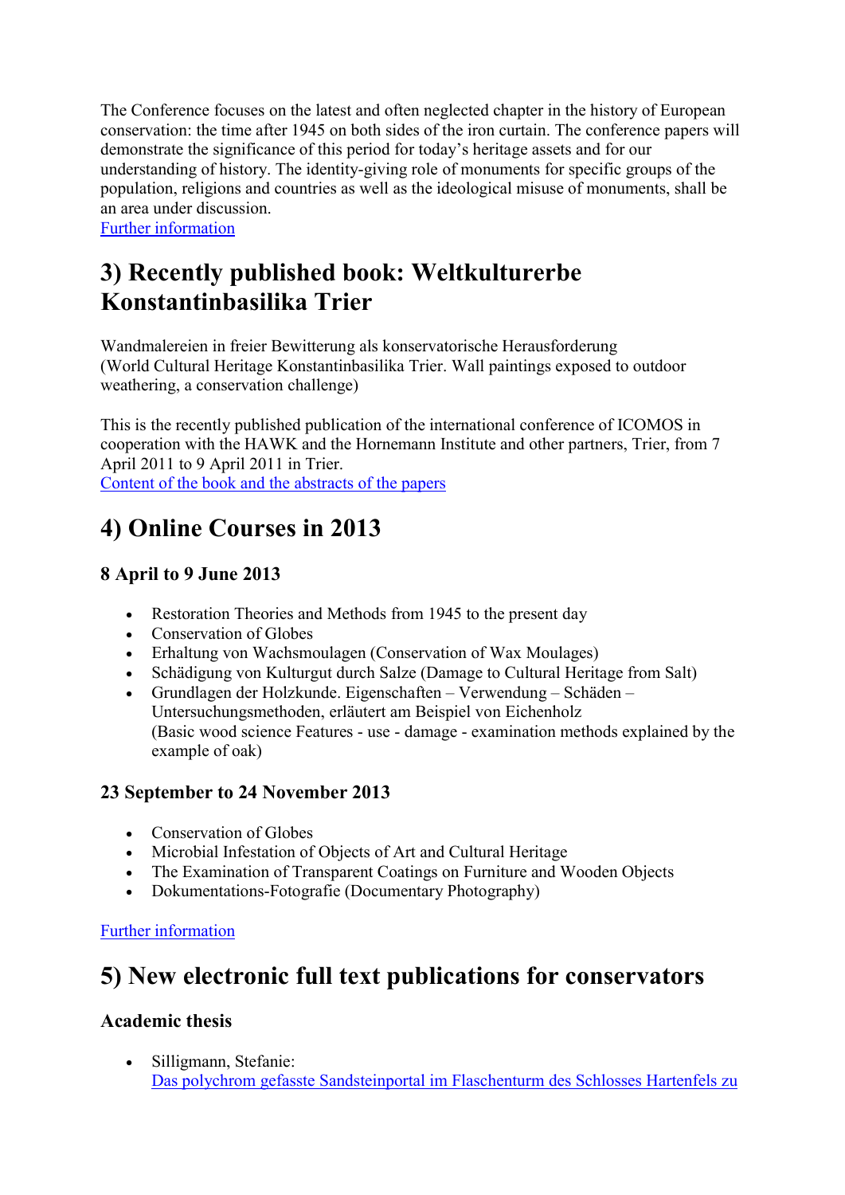The Conference focuses on the latest and often neglected chapter in the history of European conservation: the time after 1945 on both sides of the iron curtain. The conference papers will demonstrate the significance of this period for today's heritage assets and for our understanding of history. The identity-giving role of monuments for specific groups of the population, religions and countries as well as the ideological misuse of monuments, shall be an area under discussion.
Further information

## 3) Recently published book: Weltkulturerbe Konstantinbasilika Trier

Wandmalereien in freier Bewitterung als konservatorische Herausforderung
(World Cultural Heritage Konstantinbasilika Trier. Wall paintings exposed to outdoor weathering, a conservation challenge)

This is the recently published publication of the international conference of ICOMOS in cooperation with the HAWK and the Hornemann Institute and other partners, Trier, from 7 April 2011 to 9 April 2011 in Trier.
Content of the book and the abstracts of the papers

## 4) Online Courses in 2013

### 8 April to 9 June 2013

- Restoration Theories and Methods from 1945 to the present day
- Conservation of Globes
- Erhaltung von Wachsmoulagen (Conservation of Wax Moulages)
- Schädigung von Kulturgut durch Salze (Damage to Cultural Heritage from Salt)
- Grundlagen der Holzkunde. Eigenschaften – Verwendung – Schäden – Untersuchungsmethoden, erläutert am Beispiel von Eichenholz
  (Basic wood science Features - use - damage - examination methods explained by the example of oak)

### 23 September to 24 November 2013

- Conservation of Globes
- Microbial Infestation of Objects of Art and Cultural Heritage
- The Examination of Transparent Coatings on Furniture and Wooden Objects
- Dokumentations-Fotografie (Documentary Photography)

Further information

## 5) New electronic full text publications for conservators

### Academic thesis

- Silligmann, Stefanie:
  Das polychrom gefasste Sandsteinportal im Flaschenturm des Schlosses Hartenfels zu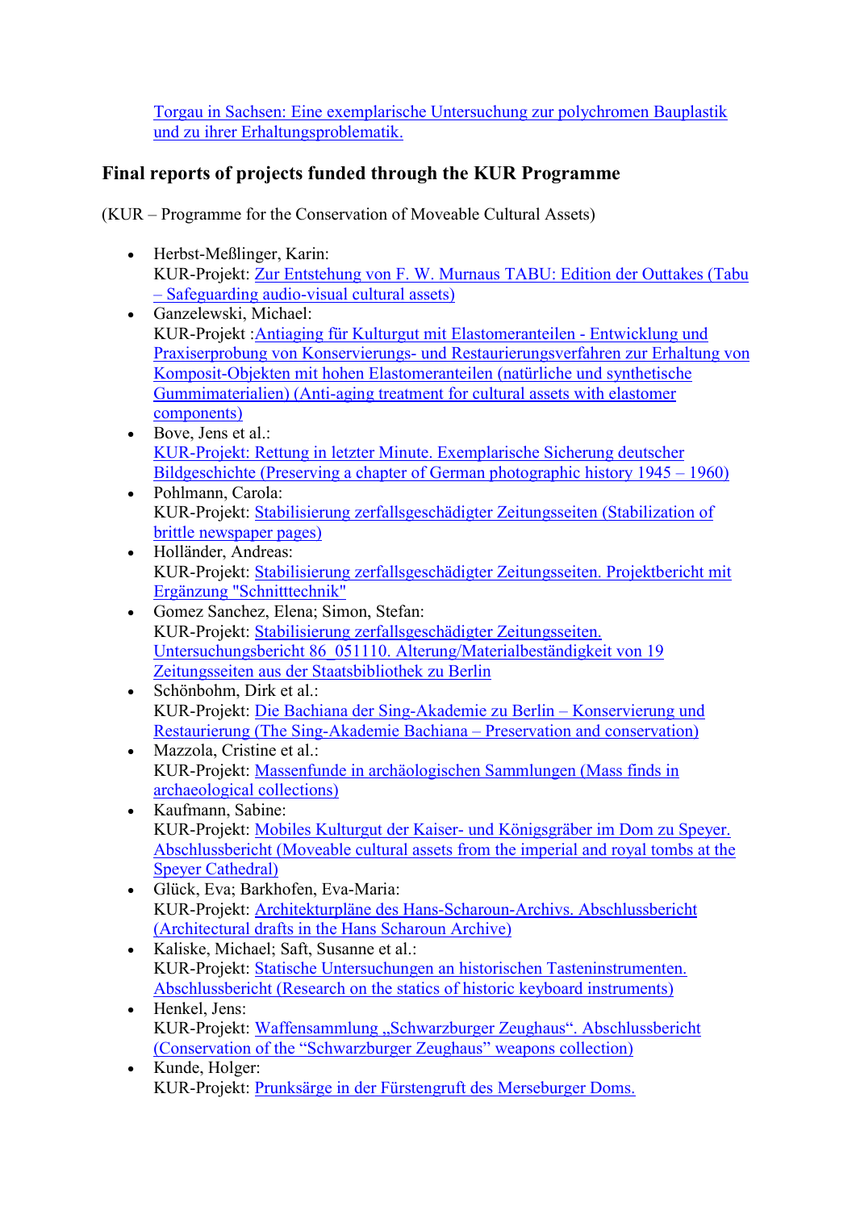Torgau in Sachsen: Eine exemplarische Untersuchung zur polychromen Bauplastik und zu ihrer Erhaltungsproblematik.

## Final reports of projects funded through the KUR Programme

(KUR – Programme for the Conservation of Moveable Cultural Assets)

- Herbst-Meßlinger, Karin:
  KUR-Projekt: Zur Entstehung von F. W. Murnaus TABU: Edition der Outtakes (Tabu – Safeguarding audio-visual cultural assets)
- Ganzelewski, Michael:
  KUR-Projekt :Antiaging für Kulturgut mit Elastomeranteilen - Entwicklung und Praxiserprobung von Konservierungs- und Restaurierungsverfahren zur Erhaltung von Komposit-Objekten mit hohen Elastomeranteilen (natürliche und synthetische Gummimaterialien) (Anti-aging treatment for cultural assets with elastomer components)
- Bove, Jens et al.:
  KUR-Projekt: Rettung in letzter Minute. Exemplarische Sicherung deutscher Bildgeschichte (Preserving a chapter of German photographic history 1945 – 1960)
- Pohlmann, Carola:
  KUR-Projekt: Stabilisierung zerfallsgeschädigter Zeitungsseiten (Stabilization of brittle newspaper pages)
- Holländer, Andreas:
  KUR-Projekt: Stabilisierung zerfallsgeschädigter Zeitungsseiten. Projektbericht mit Ergänzung "Schnitttechnik"
- Gomez Sanchez, Elena; Simon, Stefan:
  KUR-Projekt: Stabilisierung zerfallsgeschädigter Zeitungsseiten. Untersuchungsbericht 86_051110. Alterung/Materialbeständigkeit von 19 Zeitungsseiten aus der Staatsbibliothek zu Berlin
- Schönbohm, Dirk et al.:
  KUR-Projekt: Die Bachiana der Sing-Akademie zu Berlin – Konservierung und Restaurierung (The Sing-Akademie Bachiana – Preservation and conservation)
- Mazzola, Cristine et al.:
  KUR-Projekt: Massenfunde in archäologischen Sammlungen (Mass finds in archaeological collections)
- Kaufmann, Sabine:
  KUR-Projekt: Mobiles Kulturgut der Kaiser- und Königsgräber im Dom zu Speyer. Abschlussbericht (Moveable cultural assets from the imperial and royal tombs at the Speyer Cathedral)
- Glück, Eva; Barkhofen, Eva-Maria:
  KUR-Projekt: Architekturpläne des Hans-Scharoun-Archivs. Abschlussbericht (Architectural drafts in the Hans Scharoun Archive)
- Kaliske, Michael; Saft, Susanne et al.:
  KUR-Projekt: Statische Untersuchungen an historischen Tasteninstrumenten. Abschlussbericht (Research on the statics of historic keyboard instruments)
- Henkel, Jens:
  KUR-Projekt: Waffensammlung „Schwarzburger Zeughaus". Abschlussbericht (Conservation of the "Schwarzburger Zeughaus" weapons collection)
- Kunde, Holger:
  KUR-Projekt: Prunksärge in der Fürstengruft des Merseburger Doms.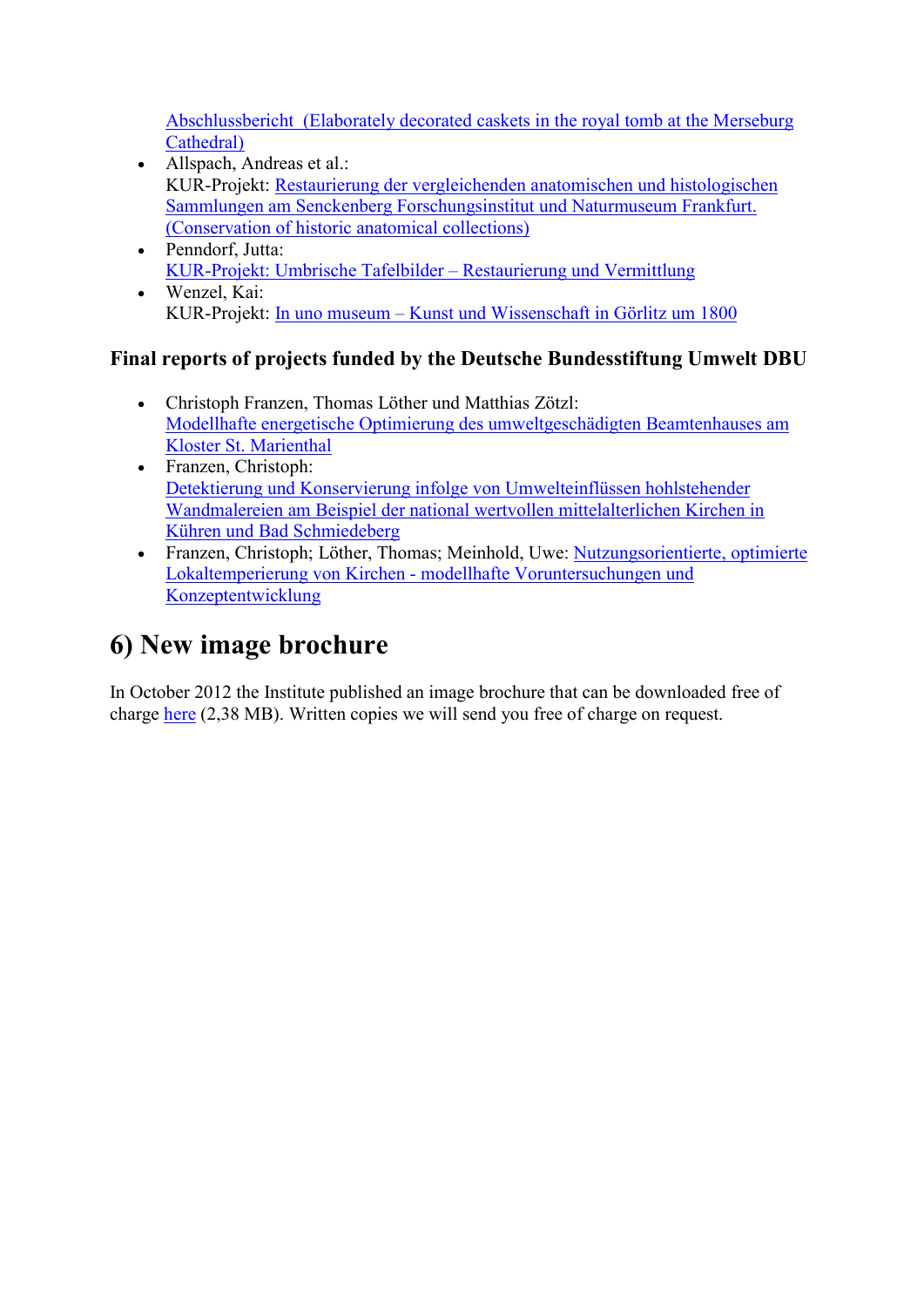Abschlussbericht  (Elaborately decorated caskets in the royal tomb at the Merseburg Cathedral)

- Allspach, Andreas et al.:
  KUR-Projekt: Restaurierung der vergleichenden anatomischen und histologischen Sammlungen am Senckenberg Forschungsinstitut und Naturmuseum Frankfurt. (Conservation of historic anatomical collections)
- Penndorf, Jutta:
  KUR-Projekt: Umbrische Tafelbilder – Restaurierung und Vermittlung
- Wenzel, Kai:
  KUR-Projekt: In uno museum – Kunst und Wissenschaft in Görlitz um 1800

### Final reports of projects funded by the Deutsche Bundesstiftung Umwelt DBU

- Christoph Franzen, Thomas Löther und Matthias Zötzl:
  Modellhafte energetische Optimierung des umweltgeschädigten Beamtenhauses am Kloster St. Marienthal
- Franzen, Christoph:
  Detektierung und Konservierung infolge von Umwelteinflüssen hohlstehender Wandmalereien am Beispiel der national wertvollen mittelalterlichen Kirchen in Kühren und Bad Schmiedeberg
- Franzen, Christoph; Löther, Thomas; Meinhold, Uwe: Nutzungsorientierte, optimierte Lokaltemperierung von Kirchen - modellhafte Voruntersuchungen und Konzeptentwicklung

## 6) New image brochure

In October 2012 the Institute published an image brochure that can be downloaded free of charge here (2,38 MB). Written copies we will send you free of charge on request.